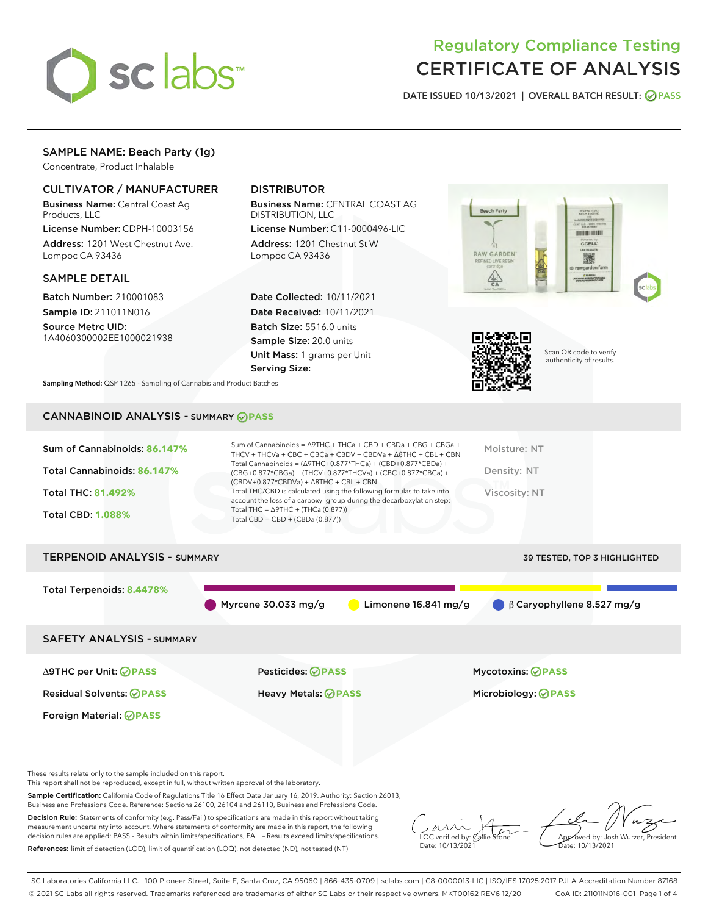# Regulatory Compliance Testing
# CERTIFICATE OF ANALYSIS

DATE ISSUED 10/13/2021 | OVERALL BATCH RESULT: PASS

## SAMPLE NAME: Beach Party (1g)

Concentrate, Product Inhalable

### CULTIVATOR / MANUFACTURER

**Business Name:** Central Coast Ag Products, LLC

**License Number:** CDPH-10003156

**Address:** 1201 West Chestnut Ave. Lompoc CA 93436

### DISTRIBUTOR

**Business Name:** CENTRAL COAST AG DISTRIBUTION, LLC

**License Number:** C11-0000496-LIC

**Address:** 1201 Chestnut St W Lompoc CA 93436

### SAMPLE DETAIL

**Batch Number:** 210001083

**Sample ID:** 211011N016

**Source Metrc UID:** 1A4060300002EE1000021938

**Date Collected:** 10/11/2021

**Date Received:** 10/11/2021

**Batch Size:** 5516.0 units

**Sample Size:** 20.0 units

**Unit Mass:** 1 grams per Unit

**Serving Size:**

Scan QR code to verify authenticity of results.

**Sampling Method:** QSP 1265 - Sampling of Cannabis and Product Batches

## CANNABINOID ANALYSIS - SUMMARY PASS

**Sum of Cannabinoids: 86.147%**

**Total Cannabinoids: 86.147%**

**Total THC: 81.492%**

**Total CBD: 1.088%**

Sum of Cannabinoids = Δ9THC + THCa + CBD + CBDa + CBG + CBGa + THCV + THCVa + CBC + CBCa + CBDV + CBDVa + Δ8THC + CBL + CBN

Total Cannabinoids = (Δ9THC+0.877*THCa) + (CBD+0.877*CBDa) + (CBG+0.877*CBGa) + (THCV+0.877*THCVa) + (CBC+0.877*CBCa) + (CBDV+0.877*CBDVa) + Δ8THC + CBL + CBN

Total THC/CBD is calculated using the following formulas to take into account the loss of a carboxyl group during the decarboxylation step:

Total THC = Δ9THC + (THCa (0.877))

Total CBD = CBD + (CBDa (0.877))

Moisture: NT

Density: NT

Viscosity: NT

## TERPENOID ANALYSIS - SUMMARY

39 TESTED, TOP 3 HIGHLIGHTED

**Total Terpenoids: 8.4478%**

Myrcene 30.033 mg/g | Limonene 16.841 mg/g | β Caryophyllene 8.527 mg/g

## SAFETY ANALYSIS - SUMMARY

| | | |
|---|---|---|
| Δ9THC per Unit: PASS | Pesticides: PASS | Mycotoxins: PASS |
| Residual Solvents: PASS | Heavy Metals: PASS | Microbiology: PASS |
| Foreign Material: PASS | | |

These results relate only to the sample included on this report.
This report shall not be reproduced, except in full, without written approval of the laboratory.

**Sample Certification:** California Code of Regulations Title 16 Effect Date January 16, 2019. Authority: Section 26013, Business and Professions Code. Reference: Sections 26100, 26104 and 26110, Business and Professions Code.

**Decision Rule:** Statements of conformity (e.g. Pass/Fail) to specifications are made in this report without taking measurement uncertainty into account. Where statements of conformity are made in this report, the following decision rules are applied: PASS – Results within limits/specifications, FAIL – Results exceed limits/specifications.

**References:** limit of detection (LOD), limit of quantification (LOQ), not detected (ND), not tested (NT)

LQC verified by: Callie Stone
Date: 10/13/2021

Approved by: Josh Wurzer, President
Date: 10/13/2021

SC Laboratories California LLC. | 100 Pioneer Street, Suite E, Santa Cruz, CA 95060 | 866-435-0709 | sclabs.com | C8-0000013-LIC | ISO/IES 17025:2017 PJLA Accreditation Number 87168
© 2021 SC Labs all rights reserved. Trademarks referenced are trademarks of either SC Labs or their respective owners. MKT00162 REV6 12/20 CoA ID: 211011N016-001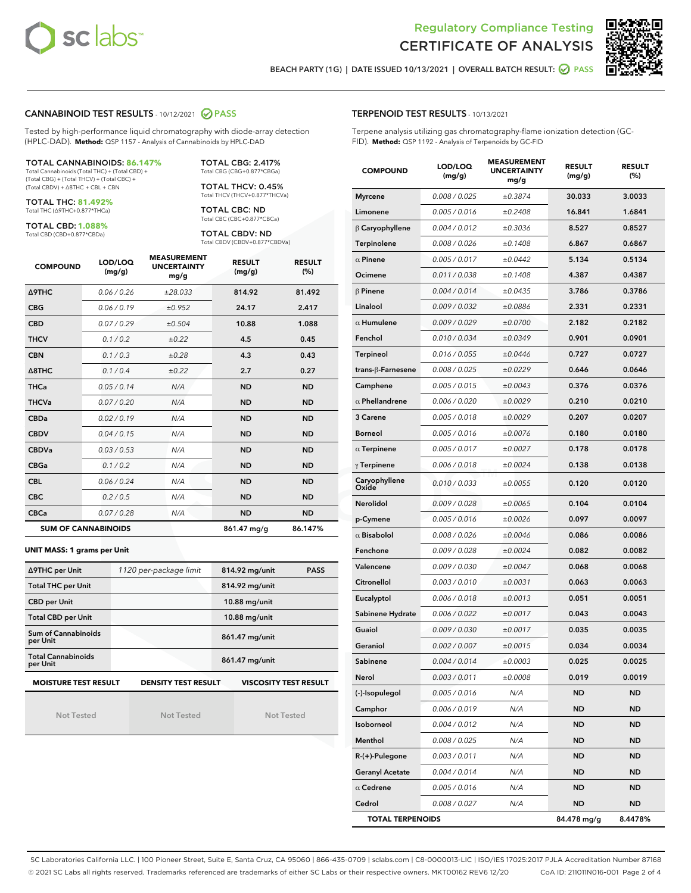Regulatory Compliance Testing
# CERTIFICATE OF ANALYSIS

BEACH PARTY (1G) | DATE ISSUED 10/13/2021 | OVERALL BATCH RESULT: PASS

## CANNABINOID TEST RESULTS - 10/12/2021 PASS

Tested by high-performance liquid chromatography with diode-array detection (HPLC-DAD). **Method:** QSP 1157 - Analysis of Cannabinoids by HPLC-DAD

**TOTAL CANNABINOIDS: 86.147%**
Total Cannabinoids (Total THC) + (Total CBD) + (Total CBG) + (Total THCV) + (Total CBC) + (Total CBDV) + Δ8THC + CBL + CBN

**TOTAL THC: 81.492%**
Total THC (Δ9THC+0.877*THCa)

**TOTAL CBD: 1.088%**
Total CBD (CBD+0.877*CBDa)

**TOTAL CBG: 2.417%**
Total CBG (CBG+0.877*CBGa)

**TOTAL THCV: 0.45%**
Total THCV (THCV+0.877*THCVa)

**TOTAL CBC: ND**
Total CBC (CBC+0.877*CBCa)

**TOTAL CBDV: ND**
Total CBDV (CBDV+0.877*CBDVa)

| COMPOUND | LOD/LOQ (mg/g) | MEASUREMENT UNCERTAINTY mg/g | RESULT (mg/g) | RESULT (%) |
|---|---|---|---|---|
| Δ9THC | 0.06 / 0.26 | ±28.033 | 814.92 | 81.492 |
| CBG | 0.06 / 0.19 | ±0.952 | 24.17 | 2.417 |
| CBD | 0.07 / 0.29 | ±0.504 | 10.88 | 1.088 |
| THCV | 0.1 / 0.2 | ±0.22 | 4.5 | 0.45 |
| CBN | 0.1 / 0.3 | ±0.28 | 4.3 | 0.43 |
| Δ8THC | 0.1 / 0.4 | ±0.22 | 2.7 | 0.27 |
| THCa | 0.05 / 0.14 | N/A | ND | ND |
| THCVa | 0.07 / 0.20 | N/A | ND | ND |
| CBDa | 0.02 / 0.19 | N/A | ND | ND |
| CBDV | 0.04 / 0.15 | N/A | ND | ND |
| CBDVa | 0.03 / 0.53 | N/A | ND | ND |
| CBGa | 0.1 / 0.2 | N/A | ND | ND |
| CBL | 0.06 / 0.24 | N/A | ND | ND |
| CBC | 0.2 / 0.5 | N/A | ND | ND |
| CBCa | 0.07 / 0.28 | N/A | ND | ND |
| **SUM OF CANNABINOIDS** | | | 861.47 mg/g | 86.147% |

**UNIT MASS: 1 grams per Unit**

| | | | |
|---|---|---|---|
| Δ9THC per Unit | 1120 per-package limit | 814.92 mg/unit | PASS |
| Total THC per Unit | | 814.92 mg/unit | |
| CBD per Unit | | 10.88 mg/unit | |
| Total CBD per Unit | | 10.88 mg/unit | |
| Sum of Cannabinoids per Unit | | 861.47 mg/unit | |
| Total Cannabinoids per Unit | | 861.47 mg/unit | |

| MOISTURE TEST RESULT | DENSITY TEST RESULT | VISCOSITY TEST RESULT |
|---|---|---|
| Not Tested | Not Tested | Not Tested |

## TERPENOID TEST RESULTS - 10/13/2021

Terpene analysis utilizing gas chromatography-flame ionization detection (GC-FID). **Method:** QSP 1192 - Analysis of Terpenoids by GC-FID

| COMPOUND | LOD/LOQ (mg/g) | MEASUREMENT UNCERTAINTY mg/g | RESULT (mg/g) | RESULT (%) |
|---|---|---|---|---|
| Myrcene | 0.008 / 0.025 | ±0.3874 | 30.033 | 3.0033 |
| Limonene | 0.005 / 0.016 | ±0.2408 | 16.841 | 1.6841 |
| β Caryophyllene | 0.004 / 0.012 | ±0.3036 | 8.527 | 0.8527 |
| Terpinolene | 0.008 / 0.026 | ±0.1408 | 6.867 | 0.6867 |
| α Pinene | 0.005 / 0.017 | ±0.0442 | 5.134 | 0.5134 |
| Ocimene | 0.011 / 0.038 | ±0.1408 | 4.387 | 0.4387 |
| β Pinene | 0.004 / 0.014 | ±0.0435 | 3.786 | 0.3786 |
| Linalool | 0.009 / 0.032 | ±0.0886 | 2.331 | 0.2331 |
| α Humulene | 0.009 / 0.029 | ±0.0700 | 2.182 | 0.2182 |
| Fenchol | 0.010 / 0.034 | ±0.0349 | 0.901 | 0.0901 |
| Terpineol | 0.016 / 0.055 | ±0.0446 | 0.727 | 0.0727 |
| trans-β-Farnesene | 0.008 / 0.025 | ±0.0229 | 0.646 | 0.0646 |
| Camphene | 0.005 / 0.015 | ±0.0043 | 0.376 | 0.0376 |
| α Phellandrene | 0.006 / 0.020 | ±0.0029 | 0.210 | 0.0210 |
| 3 Carene | 0.005 / 0.018 | ±0.0029 | 0.207 | 0.0207 |
| Borneol | 0.005 / 0.016 | ±0.0076 | 0.180 | 0.0180 |
| α Terpinene | 0.005 / 0.017 | ±0.0027 | 0.178 | 0.0178 |
| γ Terpinene | 0.006 / 0.018 | ±0.0024 | 0.138 | 0.0138 |
| Caryophyllene Oxide | 0.010 / 0.033 | ±0.0055 | 0.120 | 0.0120 |
| Nerolidol | 0.009 / 0.028 | ±0.0065 | 0.104 | 0.0104 |
| p-Cymene | 0.005 / 0.016 | ±0.0026 | 0.097 | 0.0097 |
| α Bisabolol | 0.008 / 0.026 | ±0.0046 | 0.086 | 0.0086 |
| Fenchone | 0.009 / 0.028 | ±0.0024 | 0.082 | 0.0082 |
| Valencene | 0.009 / 0.030 | ±0.0047 | 0.068 | 0.0068 |
| Citronellol | 0.003 / 0.010 | ±0.0031 | 0.063 | 0.0063 |
| Eucalyptol | 0.006 / 0.018 | ±0.0013 | 0.051 | 0.0051 |
| Sabinene Hydrate | 0.006 / 0.022 | ±0.0017 | 0.043 | 0.0043 |
| Guaiol | 0.009 / 0.030 | ±0.0017 | 0.035 | 0.0035 |
| Geraniol | 0.002 / 0.007 | ±0.0015 | 0.034 | 0.0034 |
| Sabinene | 0.004 / 0.014 | ±0.0003 | 0.025 | 0.0025 |
| Nerol | 0.003 / 0.011 | ±0.0008 | 0.019 | 0.0019 |
| (-)-Isopulegol | 0.005 / 0.016 | N/A | ND | ND |
| Camphor | 0.006 / 0.019 | N/A | ND | ND |
| Isoborneol | 0.004 / 0.012 | N/A | ND | ND |
| Menthol | 0.008 / 0.025 | N/A | ND | ND |
| R-(+)-Pulegone | 0.003 / 0.011 | N/A | ND | ND |
| Geranyl Acetate | 0.004 / 0.014 | N/A | ND | ND |
| α Cedrene | 0.005 / 0.016 | N/A | ND | ND |
| Cedrol | 0.008 / 0.027 | N/A | ND | ND |
| **TOTAL TERPENOIDS** | | | 84.478 mg/g | 8.4478% |

SC Laboratories California LLC. | 100 Pioneer Street, Suite E, Santa Cruz, CA 95060 | 866-435-0709 | sclabs.com | C8-0000013-LIC | ISO/IES 17025:2017 PJLA Accreditation Number 87168
© 2021 SC Labs all rights reserved. Trademarks referenced are trademarks of either SC Labs or their respective owners. MKT00162 REV6 12/20 CoA ID: 211011N016-001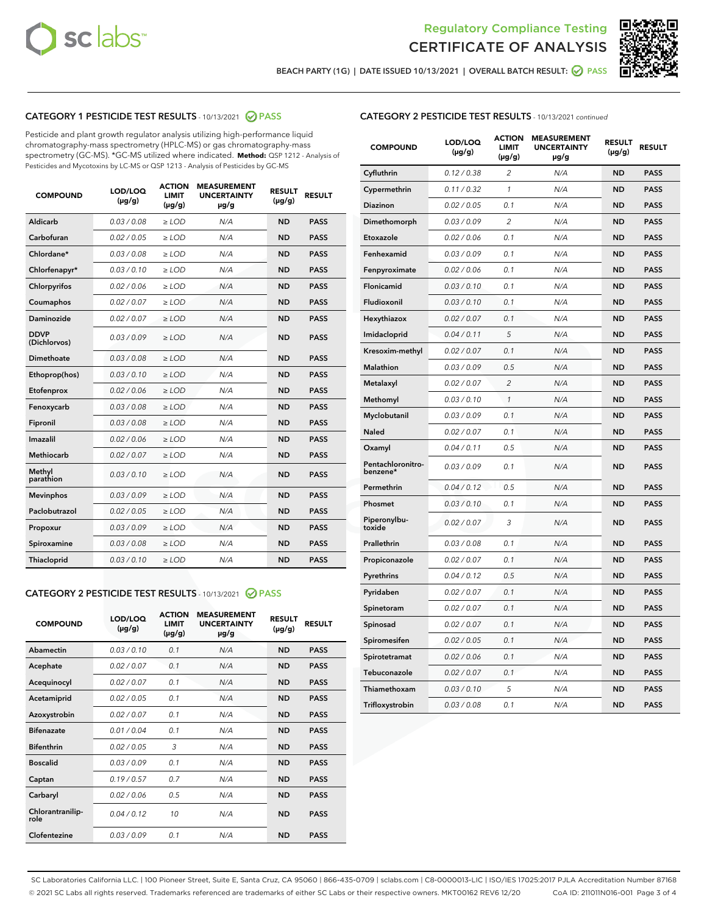Regulatory Compliance Testing

# CERTIFICATE OF ANALYSIS

BEACH PARTY (1G) | DATE ISSUED 10/13/2021 | OVERALL BATCH RESULT: PASS

## CATEGORY 1 PESTICIDE TEST RESULTS - 10/13/2021 PASS

Pesticide and plant growth regulator analysis utilizing high-performance liquid chromatography-mass spectrometry (HPLC-MS) or gas chromatography-mass spectrometry (GC-MS). *GC-MS utilized where indicated. **Method:** QSP 1212 - Analysis of Pesticides and Mycotoxins by LC-MS or QSP 1213 - Analysis of Pesticides by GC-MS

| COMPOUND | LOD/LOQ (µg/g) | ACTION LIMIT (µg/g) | MEASUREMENT UNCERTAINTY µg/g | RESULT (µg/g) | RESULT |
|---|---|---|---|---|---|
| Aldicarb | 0.03 / 0.08 | ≥ LOD | N/A | ND | PASS |
| Carbofuran | 0.02 / 0.05 | ≥ LOD | N/A | ND | PASS |
| Chlordane* | 0.03 / 0.08 | ≥ LOD | N/A | ND | PASS |
| Chlorfenapyr* | 0.03 / 0.10 | ≥ LOD | N/A | ND | PASS |
| Chlorpyrifos | 0.02 / 0.06 | ≥ LOD | N/A | ND | PASS |
| Coumaphos | 0.02 / 0.07 | ≥ LOD | N/A | ND | PASS |
| Daminozide | 0.02 / 0.07 | ≥ LOD | N/A | ND | PASS |
| DDVP (Dichlorvos) | 0.03 / 0.09 | ≥ LOD | N/A | ND | PASS |
| Dimethoate | 0.03 / 0.08 | ≥ LOD | N/A | ND | PASS |
| Ethoprop(hos) | 0.03 / 0.10 | ≥ LOD | N/A | ND | PASS |
| Etofenprox | 0.02 / 0.06 | ≥ LOD | N/A | ND | PASS |
| Fenoxycarb | 0.03 / 0.08 | ≥ LOD | N/A | ND | PASS |
| Fipronil | 0.03 / 0.08 | ≥ LOD | N/A | ND | PASS |
| Imazalil | 0.02 / 0.06 | ≥ LOD | N/A | ND | PASS |
| Methiocarb | 0.02 / 0.07 | ≥ LOD | N/A | ND | PASS |
| Methyl parathion | 0.03 / 0.10 | ≥ LOD | N/A | ND | PASS |
| Mevinphos | 0.03 / 0.09 | ≥ LOD | N/A | ND | PASS |
| Paclobutrazol | 0.02 / 0.05 | ≥ LOD | N/A | ND | PASS |
| Propoxur | 0.03 / 0.09 | ≥ LOD | N/A | ND | PASS |
| Spiroxamine | 0.03 / 0.08 | ≥ LOD | N/A | ND | PASS |
| Thiacloprid | 0.03 / 0.10 | ≥ LOD | N/A | ND | PASS |

## CATEGORY 2 PESTICIDE TEST RESULTS - 10/13/2021 PASS

| COMPOUND | LOD/LOQ (µg/g) | ACTION LIMIT (µg/g) | MEASUREMENT UNCERTAINTY µg/g | RESULT (µg/g) | RESULT |
|---|---|---|---|---|---|
| Abamectin | 0.03 / 0.10 | 0.1 | N/A | ND | PASS |
| Acephate | 0.02 / 0.07 | 0.1 | N/A | ND | PASS |
| Acequinocyl | 0.02 / 0.07 | 0.1 | N/A | ND | PASS |
| Acetamiprid | 0.02 / 0.05 | 0.1 | N/A | ND | PASS |
| Azoxystrobin | 0.02 / 0.07 | 0.1 | N/A | ND | PASS |
| Bifenazate | 0.01 / 0.04 | 0.1 | N/A | ND | PASS |
| Bifenthrin | 0.02 / 0.05 | 3 | N/A | ND | PASS |
| Boscalid | 0.03 / 0.09 | 0.1 | N/A | ND | PASS |
| Captan | 0.19 / 0.57 | 0.7 | N/A | ND | PASS |
| Carbaryl | 0.02 / 0.06 | 0.5 | N/A | ND | PASS |
| Chlorantraniliprole | 0.04 / 0.12 | 10 | N/A | ND | PASS |
| Clofentezine | 0.03 / 0.09 | 0.1 | N/A | ND | PASS |
| Cyfluthrin | 0.12 / 0.38 | 2 | N/A | ND | PASS |
| Cypermethrin | 0.11 / 0.32 | 1 | N/A | ND | PASS |
| Diazinon | 0.02 / 0.05 | 0.1 | N/A | ND | PASS |
| Dimethomorph | 0.03 / 0.09 | 2 | N/A | ND | PASS |
| Etoxazole | 0.02 / 0.06 | 0.1 | N/A | ND | PASS |
| Fenhexamid | 0.03 / 0.09 | 0.1 | N/A | ND | PASS |
| Fenpyroximate | 0.02 / 0.06 | 0.1 | N/A | ND | PASS |
| Flonicamid | 0.03 / 0.10 | 0.1 | N/A | ND | PASS |
| Fludioxonil | 0.03 / 0.10 | 0.1 | N/A | ND | PASS |
| Hexythiazox | 0.02 / 0.07 | 0.1 | N/A | ND | PASS |
| Imidacloprid | 0.04 / 0.11 | 5 | N/A | ND | PASS |
| Kresoxim-methyl | 0.02 / 0.07 | 0.1 | N/A | ND | PASS |
| Malathion | 0.03 / 0.09 | 0.5 | N/A | ND | PASS |
| Metalaxyl | 0.02 / 0.07 | 2 | N/A | ND | PASS |
| Methomyl | 0.03 / 0.10 | 1 | N/A | ND | PASS |
| Myclobutanil | 0.03 / 0.09 | 0.1 | N/A | ND | PASS |
| Naled | 0.02 / 0.07 | 0.1 | N/A | ND | PASS |
| Oxamyl | 0.04 / 0.11 | 0.5 | N/A | ND | PASS |
| Pentachloronitrobenzene* | 0.03 / 0.09 | 0.1 | N/A | ND | PASS |
| Permethrin | 0.04 / 0.12 | 0.5 | N/A | ND | PASS |
| Phosmet | 0.03 / 0.10 | 0.1 | N/A | ND | PASS |
| Piperonylbutoxide | 0.02 / 0.07 | 3 | N/A | ND | PASS |
| Prallethrin | 0.03 / 0.08 | 0.1 | N/A | ND | PASS |
| Propiconazole | 0.02 / 0.07 | 0.1 | N/A | ND | PASS |
| Pyrethrins | 0.04 / 0.12 | 0.5 | N/A | ND | PASS |
| Pyridaben | 0.02 / 0.07 | 0.1 | N/A | ND | PASS |
| Spinetoram | 0.02 / 0.07 | 0.1 | N/A | ND | PASS |
| Spinosad | 0.02 / 0.07 | 0.1 | N/A | ND | PASS |
| Spiromesifen | 0.02 / 0.05 | 0.1 | N/A | ND | PASS |
| Spirotetramat | 0.02 / 0.06 | 0.1 | N/A | ND | PASS |
| Tebuconazole | 0.02 / 0.07 | 0.1 | N/A | ND | PASS |
| Thiamethoxam | 0.03 / 0.10 | 5 | N/A | ND | PASS |
| Trifloxystrobin | 0.03 / 0.08 | 0.1 | N/A | ND | PASS |

SC Laboratories California LLC. | 100 Pioneer Street, Suite E, Santa Cruz, CA 95060 | 866-435-0709 | sclabs.com | C8-0000013-LIC | ISO/IES 17025:2017 PJLA Accreditation Number 87168
© 2021 SC Labs all rights reserved. Trademarks referenced are trademarks of either SC Labs or their respective owners. MKT00162 REV6 12/20 CoA ID: 211011N016-001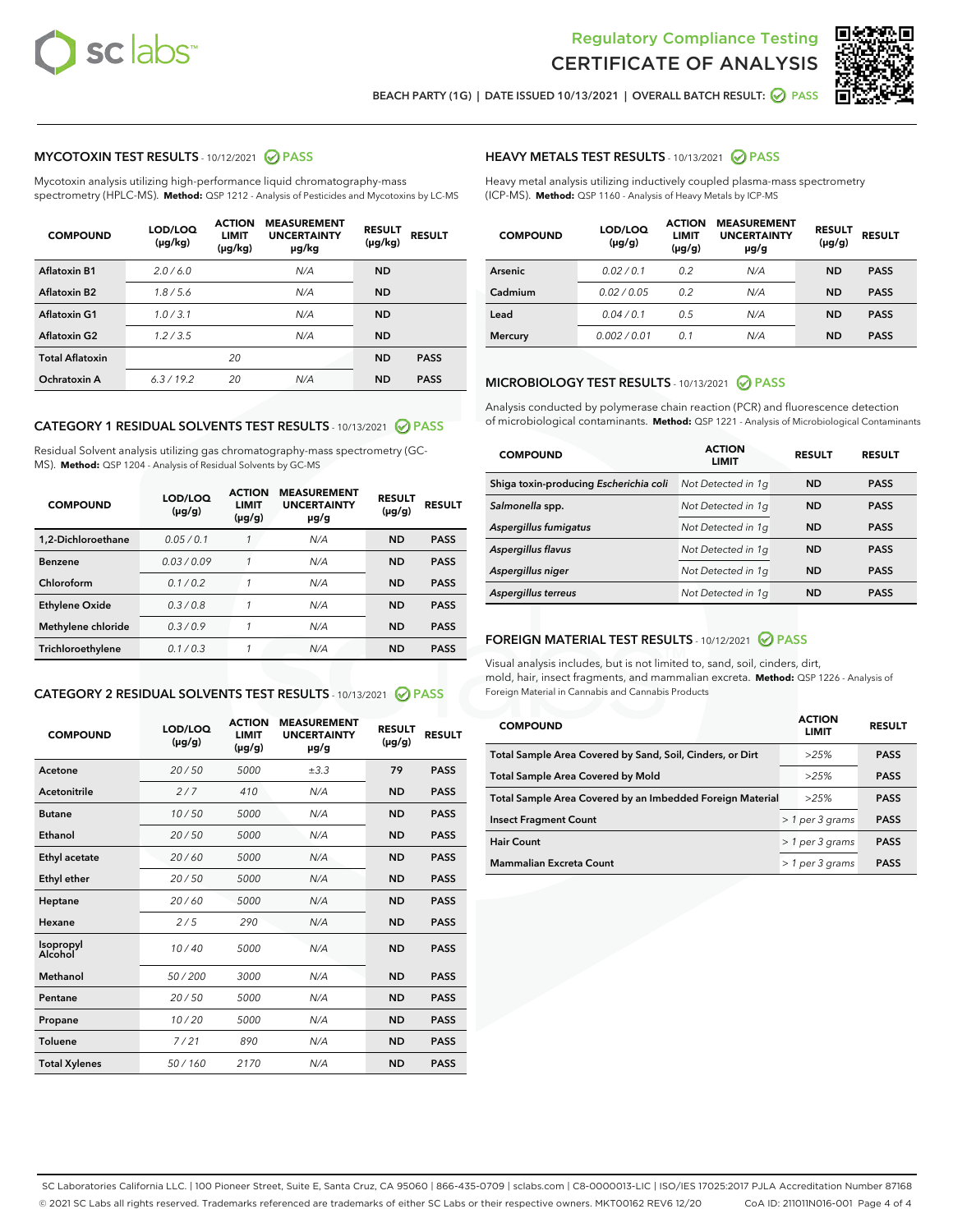# Regulatory Compliance Testing
# CERTIFICATE OF ANALYSIS

BEACH PARTY (1G) | DATE ISSUED 10/13/2021 | OVERALL BATCH RESULT: PASS

## MYCOTOXIN TEST RESULTS - 10/12/2021 PASS

Mycotoxin analysis utilizing high-performance liquid chromatography-mass spectrometry (HPLC-MS). **Method:** QSP 1212 - Analysis of Pesticides and Mycotoxins by LC-MS

| COMPOUND | LOD/LOQ (µg/kg) | ACTION LIMIT (µg/kg) | MEASUREMENT UNCERTAINTY µg/kg | RESULT (µg/kg) | RESULT |
|---|---|---|---|---|---|
| Aflatoxin B1 | 2.0 / 6.0 | | N/A | ND | |
| Aflatoxin B2 | 1.8 / 5.6 | | N/A | ND | |
| Aflatoxin G1 | 1.0 / 3.1 | | N/A | ND | |
| Aflatoxin G2 | 1.2 / 3.5 | | N/A | ND | |
| Total Aflatoxin | | 20 | | ND | PASS |
| Ochratoxin A | 6.3 / 19.2 | 20 | N/A | ND | PASS |

## CATEGORY 1 RESIDUAL SOLVENTS TEST RESULTS - 10/13/2021 PASS

Residual Solvent analysis utilizing gas chromatography-mass spectrometry (GC-MS). **Method:** QSP 1204 - Analysis of Residual Solvents by GC-MS

| COMPOUND | LOD/LOQ (µg/g) | ACTION LIMIT (µg/g) | MEASUREMENT UNCERTAINTY µg/g | RESULT (µg/g) | RESULT |
|---|---|---|---|---|---|
| 1,2-Dichloroethane | 0.05 / 0.1 | 1 | N/A | ND | PASS |
| Benzene | 0.03 / 0.09 | 1 | N/A | ND | PASS |
| Chloroform | 0.1 / 0.2 | 1 | N/A | ND | PASS |
| Ethylene Oxide | 0.3 / 0.8 | 1 | N/A | ND | PASS |
| Methylene chloride | 0.3 / 0.9 | 1 | N/A | ND | PASS |
| Trichloroethylene | 0.1 / 0.3 | 1 | N/A | ND | PASS |

## CATEGORY 2 RESIDUAL SOLVENTS TEST RESULTS - 10/13/2021 PASS

| COMPOUND | LOD/LOQ (µg/g) | ACTION LIMIT (µg/g) | MEASUREMENT UNCERTAINTY µg/g | RESULT (µg/g) | RESULT |
|---|---|---|---|---|---|
| Acetone | 20 / 50 | 5000 | ±3.3 | 79 | PASS |
| Acetonitrile | 2 / 7 | 410 | N/A | ND | PASS |
| Butane | 10 / 50 | 5000 | N/A | ND | PASS |
| Ethanol | 20 / 50 | 5000 | N/A | ND | PASS |
| Ethyl acetate | 20 / 60 | 5000 | N/A | ND | PASS |
| Ethyl ether | 20 / 50 | 5000 | N/A | ND | PASS |
| Heptane | 20 / 60 | 5000 | N/A | ND | PASS |
| Hexane | 2 / 5 | 290 | N/A | ND | PASS |
| Isopropyl Alcohol | 10 / 40 | 5000 | N/A | ND | PASS |
| Methanol | 50 / 200 | 3000 | N/A | ND | PASS |
| Pentane | 20 / 50 | 5000 | N/A | ND | PASS |
| Propane | 10 / 20 | 5000 | N/A | ND | PASS |
| Toluene | 7 / 21 | 890 | N/A | ND | PASS |
| Total Xylenes | 50 / 160 | 2170 | N/A | ND | PASS |

## HEAVY METALS TEST RESULTS - 10/13/2021 PASS

Heavy metal analysis utilizing inductively coupled plasma-mass spectrometry (ICP-MS). **Method:** QSP 1160 - Analysis of Heavy Metals by ICP-MS

| COMPOUND | LOD/LOQ (µg/g) | ACTION LIMIT (µg/g) | MEASUREMENT UNCERTAINTY µg/g | RESULT (µg/g) | RESULT |
|---|---|---|---|---|---|
| Arsenic | 0.02 / 0.1 | 0.2 | N/A | ND | PASS |
| Cadmium | 0.02 / 0.05 | 0.2 | N/A | ND | PASS |
| Lead | 0.04 / 0.1 | 0.5 | N/A | ND | PASS |
| Mercury | 0.002 / 0.01 | 0.1 | N/A | ND | PASS |

## MICROBIOLOGY TEST RESULTS - 10/13/2021 PASS

Analysis conducted by polymerase chain reaction (PCR) and fluorescence detection of microbiological contaminants. **Method:** QSP 1221 - Analysis of Microbiological Contaminants

| COMPOUND | ACTION LIMIT | RESULT | RESULT |
|---|---|---|---|
| Shiga toxin-producing *Escherichia coli* | Not Detected in 1g | ND | PASS |
| *Salmonella* spp. | Not Detected in 1g | ND | PASS |
| *Aspergillus fumigatus* | Not Detected in 1g | ND | PASS |
| *Aspergillus flavus* | Not Detected in 1g | ND | PASS |
| *Aspergillus niger* | Not Detected in 1g | ND | PASS |
| *Aspergillus terreus* | Not Detected in 1g | ND | PASS |

## FOREIGN MATERIAL TEST RESULTS - 10/12/2021 PASS

Visual analysis includes, but is not limited to, sand, soil, cinders, dirt, mold, hair, insect fragments, and mammalian excreta. **Method:** QSP 1226 - Analysis of Foreign Material in Cannabis and Cannabis Products

| COMPOUND | ACTION LIMIT | RESULT |
|---|---|---|
| Total Sample Area Covered by Sand, Soil, Cinders, or Dirt | >25% | PASS |
| Total Sample Area Covered by Mold | >25% | PASS |
| Total Sample Area Covered by an Imbedded Foreign Material | >25% | PASS |
| Insect Fragment Count | > 1 per 3 grams | PASS |
| Hair Count | > 1 per 3 grams | PASS |
| Mammalian Excreta Count | > 1 per 3 grams | PASS |

SC Laboratories California LLC. | 100 Pioneer Street, Suite E, Santa Cruz, CA 95060 | 866-435-0709 | sclabs.com | C8-0000013-LIC | ISO/IES 17025:2017 PJLA Accreditation Number 87168
© 2021 SC Labs all rights reserved. Trademarks referenced are trademarks of either SC Labs or their respective owners. MKT00162 REV6 12/20 CoA ID: 211011N016-001